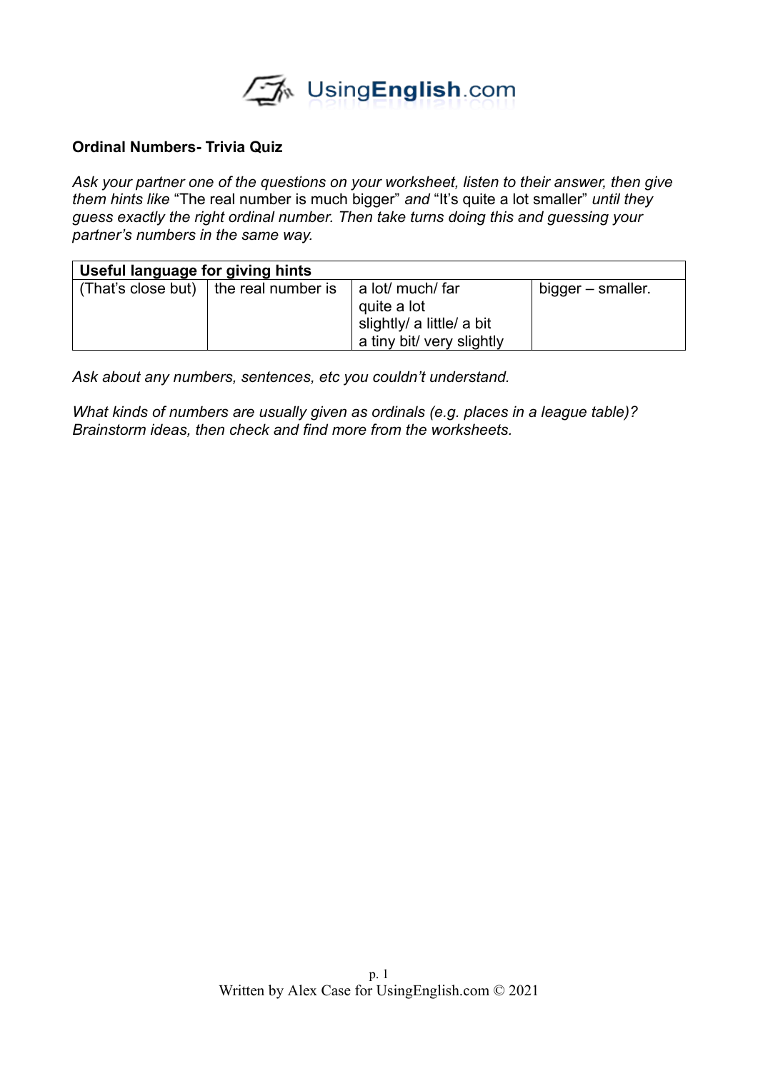**Ordinal Numbers- Trivia Quiz**

*Ask your partner one of the questions on your worksheet, listen to their answer, then give them hints like* "The real number is much bigger" *and* "It's quite a lot smaller" *until they guess exactly the right ordinal number. Then take turns doing this and guessing your partner's numbers in the same way.*

| **Useful language for giving hints** | | | |
|---|---|---|---|
| (That's close but) | the real number is | a lot/ much/ far<br>quite a lot<br>slightly/ a little/ a bit<br>a tiny bit/ very slightly | bigger – smaller. |

*Ask about any numbers, sentences, etc you couldn't understand.*

*What kinds of numbers are usually given as ordinals (e.g. places in a league table)? Brainstorm ideas, then check and find more from the worksheets.*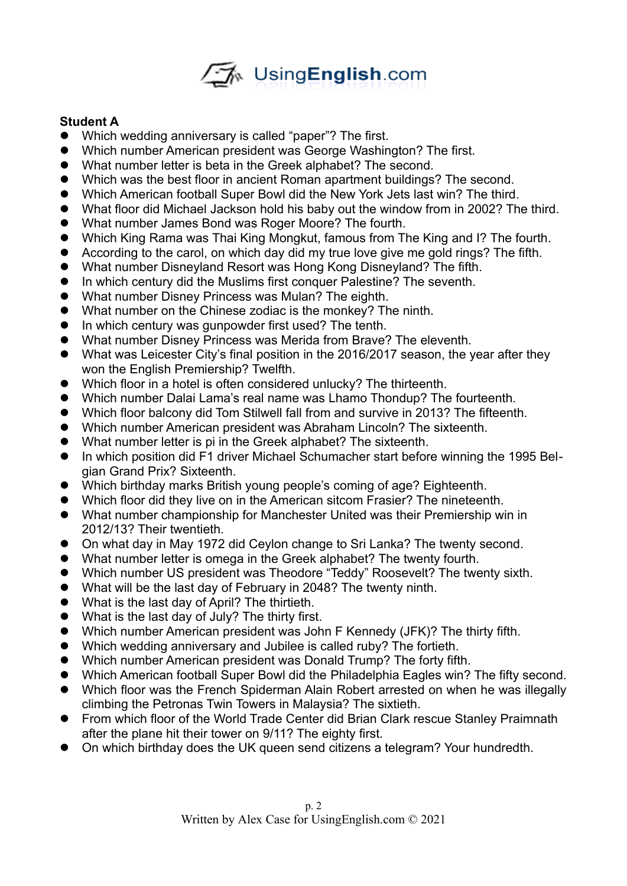**Student A**

- Which wedding anniversary is called “paper”? The first.
- Which number American president was George Washington? The first.
- What number letter is beta in the Greek alphabet? The second.
- Which was the best floor in ancient Roman apartment buildings? The second.
- Which American football Super Bowl did the New York Jets last win? The third.
- What floor did Michael Jackson hold his baby out the window from in 2002? The third.
- What number James Bond was Roger Moore? The fourth.
- Which King Rama was Thai King Mongkut, famous from The King and I? The fourth.
- According to the carol, on which day did my true love give me gold rings? The fifth.
- What number Disneyland Resort was Hong Kong Disneyland? The fifth.
- In which century did the Muslims first conquer Palestine? The seventh.
- What number Disney Princess was Mulan? The eighth.
- What number on the Chinese zodiac is the monkey? The ninth.
- In which century was gunpowder first used? The tenth.
- What number Disney Princess was Merida from Brave? The eleventh.
- What was Leicester City’s final position in the 2016/2017 season, the year after they won the English Premiership? Twelfth.
- Which floor in a hotel is often considered unlucky? The thirteenth.
- Which number Dalai Lama’s real name was Lhamo Thondup? The fourteenth.
- Which floor balcony did Tom Stilwell fall from and survive in 2013? The fifteenth.
- Which number American president was Abraham Lincoln? The sixteenth.
- What number letter is pi in the Greek alphabet? The sixteenth.
- In which position did F1 driver Michael Schumacher start before winning the 1995 Belgian Grand Prix? Sixteenth.
- Which birthday marks British young people’s coming of age? Eighteenth.
- Which floor did they live on in the American sitcom Frasier? The nineteenth.
- What number championship for Manchester United was their Premiership win in 2012/13? Their twentieth.
- On what day in May 1972 did Ceylon change to Sri Lanka? The twenty second.
- What number letter is omega in the Greek alphabet? The twenty fourth.
- Which number US president was Theodore “Teddy” Roosevelt? The twenty sixth.
- What will be the last day of February in 2048? The twenty ninth.
- What is the last day of April? The thirtieth.
- What is the last day of July? The thirty first.
- Which number American president was John F Kennedy (JFK)? The thirty fifth.
- Which wedding anniversary and Jubilee is called ruby? The fortieth.
- Which number American president was Donald Trump? The forty fifth.
- Which American football Super Bowl did the Philadelphia Eagles win? The fifty second.
- Which floor was the French Spiderman Alain Robert arrested on when he was illegally climbing the Petronas Twin Towers in Malaysia? The sixtieth.
- From which floor of the World Trade Center did Brian Clark rescue Stanley Praimnath after the plane hit their tower on 9/11? The eighty first.
- On which birthday does the UK queen send citizens a telegram? Your hundredth.

Written by Alex Case for UsingEnglish.com © 2021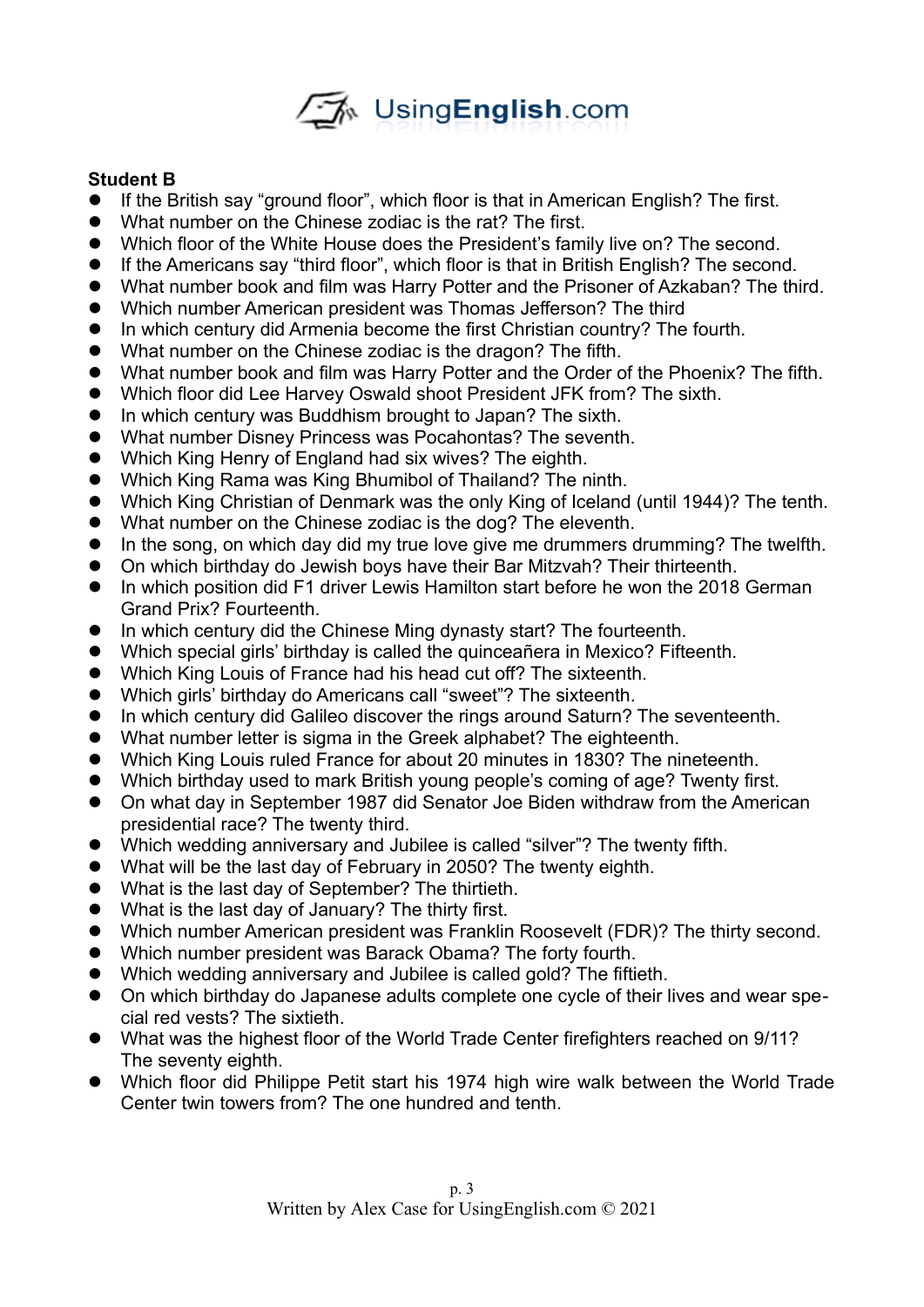**Student B**

- If the British say “ground floor”, which floor is that in American English? The first.
- What number on the Chinese zodiac is the rat? The first.
- Which floor of the White House does the President’s family live on? The second.
- If the Americans say “third floor”, which floor is that in British English? The second.
- What number book and film was Harry Potter and the Prisoner of Azkaban? The third.
- Which number American president was Thomas Jefferson? The third
- In which century did Armenia become the first Christian country? The fourth.
- What number on the Chinese zodiac is the dragon? The fifth.
- What number book and film was Harry Potter and the Order of the Phoenix? The fifth.
- Which floor did Lee Harvey Oswald shoot President JFK from? The sixth.
- In which century was Buddhism brought to Japan? The sixth.
- What number Disney Princess was Pocahontas? The seventh.
- Which King Henry of England had six wives? The eighth.
- Which King Rama was King Bhumibol of Thailand? The ninth.
- Which King Christian of Denmark was the only King of Iceland (until 1944)? The tenth.
- What number on the Chinese zodiac is the dog? The eleventh.
- In the song, on which day did my true love give me drummers drumming? The twelfth.
- On which birthday do Jewish boys have their Bar Mitzvah? Their thirteenth.
- In which position did F1 driver Lewis Hamilton start before he won the 2018 German Grand Prix? Fourteenth.
- In which century did the Chinese Ming dynasty start? The fourteenth.
- Which special girls’ birthday is called the quinceañera in Mexico? Fifteenth.
- Which King Louis of France had his head cut off? The sixteenth.
- Which girls’ birthday do Americans call “sweet”? The sixteenth.
- In which century did Galileo discover the rings around Saturn? The seventeenth.
- What number letter is sigma in the Greek alphabet? The eighteenth.
- Which King Louis ruled France for about 20 minutes in 1830? The nineteenth.
- Which birthday used to mark British young people’s coming of age? Twenty first.
- On what day in September 1987 did Senator Joe Biden withdraw from the American presidential race? The twenty third.
- Which wedding anniversary and Jubilee is called “silver”? The twenty fifth.
- What will be the last day of February in 2050? The twenty eighth.
- What is the last day of September? The thirtieth.
- What is the last day of January? The thirty first.
- Which number American president was Franklin Roosevelt (FDR)? The thirty second.
- Which number president was Barack Obama? The forty fourth.
- Which wedding anniversary and Jubilee is called gold? The fiftieth.
- On which birthday do Japanese adults complete one cycle of their lives and wear special red vests? The sixtieth.
- What was the highest floor of the World Trade Center firefighters reached on 9/11? The seventy eighth.
- Which floor did Philippe Petit start his 1974 high wire walk between the World Trade Center twin towers from? The one hundred and tenth.

Written by Alex Case for UsingEnglish.com © 2021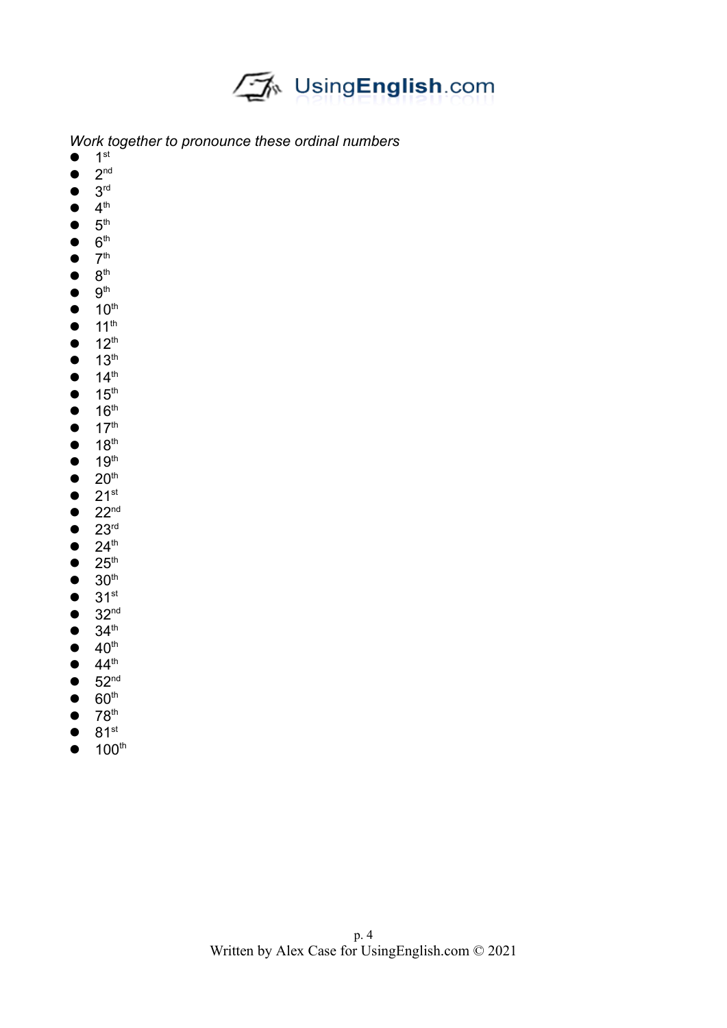*Work together to pronounce these ordinal numbers*

- 1st
- 2nd
- 3rd
- 4th
- 5th
- 6th
- 7th
- 8th
- 9th
- 10th
- 11th
- 12th
- 13th
- 14th
- 15th
- 16th
- 17th
- 18th
- 19th
- 20th
- 21st
- 22nd
- 23rd
- 24th
- 25th
- 30th
- 31st
- 32nd
- 34th
- 40th
- 44th
- 52nd
- 60th
- 78th
- 81st
- 100th

Written by Alex Case for UsingEnglish.com © 2021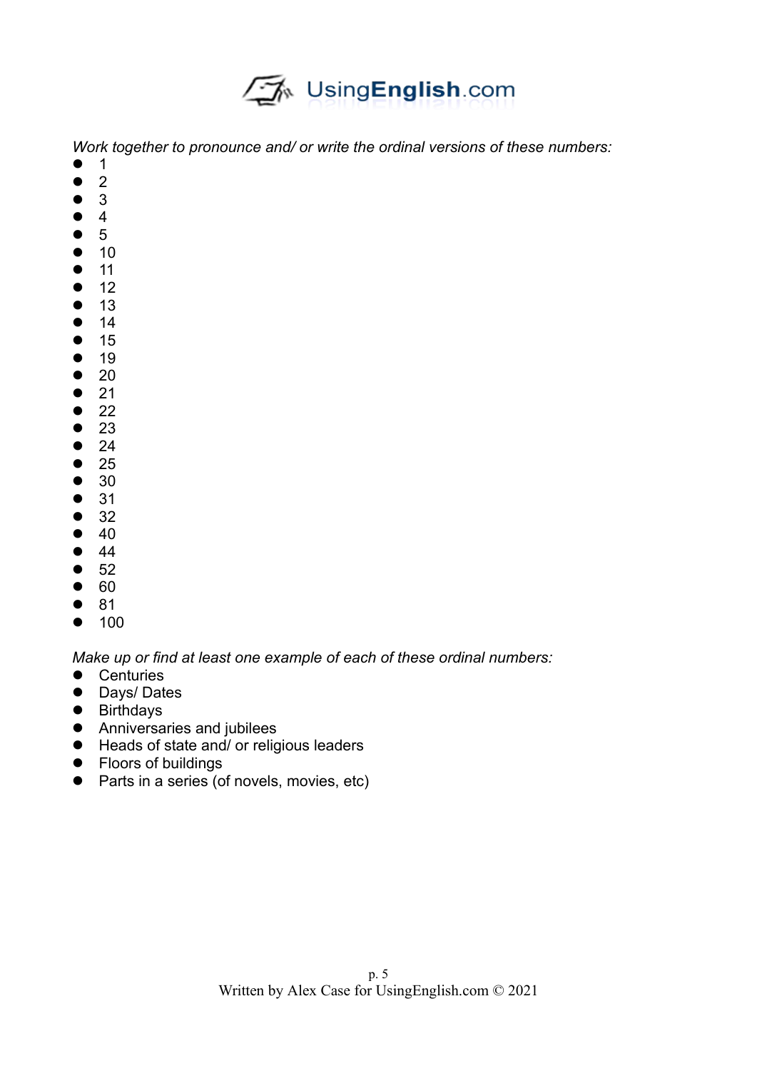*Work together to pronounce and/ or write the ordinal versions of these numbers:*

- 1
- 2
- 3
- 4
- 5
- 10
- 11
- 12
- 13
- 14
- 15
- 19
- 20
- 21
- 22
- 23
- 24
- 25
- 30
- 31
- 32
- 40
- 44
- 52
- 60
- 81
- 100

*Make up or find at least one example of each of these ordinal numbers:*

- Centuries
- Days/ Dates
- Birthdays
- Anniversaries and jubilees
- Heads of state and/ or religious leaders
- Floors of buildings
- Parts in a series (of novels, movies, etc)